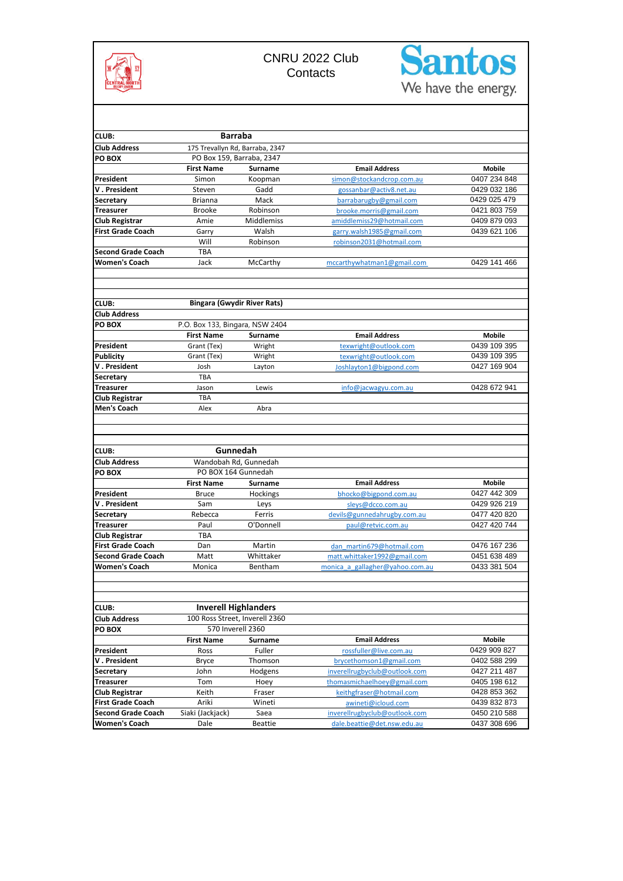# CNRU 2022 Club Contacts

Santos
We have the energy.

| | | | | |
|---|---|---|---|---|
| **CLUB:** | **Barraba** | | | |
| **Club Address** | 175 Trevallyn Rd, Barraba, 2347 | | | |
| **PO BOX** | PO Box 159, Barraba, 2347 | | | |
| | **First Name** | **Surname** | **Email Address** | **Mobile** |
| **President** | Simon | Koopman | simon@stockandcrop.com.au | 0407 234 848 |
| **V . President** | Steven | Gadd | gossanbar@activ8.net.au | 0429 032 186 |
| **Secretary** | Brianna | Mack | barrabarugby@gmail.com | 0429 025 479 |
| **Treasurer** | Brooke | Robinson | brooke.morris@gmail.com | 0421 803 759 |
| **Club Registrar** | Amie | Middlemiss | amiddlemiss29@hotmail.com | 0409 879 093 |
| **First Grade Coach** | Garry | Walsh | garry.walsh1985@gmail.com | 0439 621 106 |
| | Will | Robinson | robinson2031@hotmail.com | |
| **Second Grade Coach** | TBA | | | |
| **Women's Coach** | Jack | McCarthy | mccarthywhatman1@gmail.com | 0429 141 466 |

| | | | | |
|---|---|---|---|---|
| **CLUB:** | **Bingara (Gwydir River Rats)** | | | |
| **Club Address** | | | | |
| **PO BOX** | P.O. Box 133, Bingara, NSW 2404 | | | |
| | **First Name** | **Surname** | **Email Address** | **Mobile** |
| **President** | Grant (Tex) | Wright | texwright@outlook.com | 0439 109 395 |
| **Publicity** | Grant (Tex) | Wright | texwright@outlook.com | 0439 109 395 |
| **V . President** | Josh | Layton | Joshlayton1@bigpond.com | 0427 169 904 |
| **Secretary** | TBA | | | |
| **Treasurer** | Jason | Lewis | info@jacwagyu.com.au | 0428 672 941 |
| **Club Registrar** | TBA | | | |
| **Men's Coach** | Alex | Abra | | |

| | | | | |
|---|---|---|---|---|
| **CLUB:** | **Gunnedah** | | | |
| **Club Address** | Wandobah Rd, Gunnedah | | | |
| **PO BOX** | PO BOX 164 Gunnedah | | | |
| | **First Name** | **Surname** | **Email Address** | **Mobile** |
| **President** | Bruce | Hockings | bhocko@bigpond.com.au | 0427 442 309 |
| **V . President** | Sam | Leys | sleys@dcco.com.au | 0429 926 219 |
| **Secretary** | Rebecca | Ferris | devils@gunnedahrugby.com.au | 0477 420 820 |
| **Treasurer** | Paul | O'Donnell | paul@retvic.com.au | 0427 420 744 |
| **Club Registrar** | TBA | | | |
| **First Grade Coach** | Dan | Martin | dan_martin679@hotmail.com | 0476 167 236 |
| **Second Grade Coach** | Matt | Whittaker | matt.whittaker1992@gmail.com | 0451 638 489 |
| **Women's Coach** | Monica | Bentham | monica_a_gallagher@yahoo.com.au | 0433 381 504 |

| | | | | |
|---|---|---|---|---|
| **CLUB:** | **Inverell Highlanders** | | | |
| **Club Address** | 100 Ross Street, Inverell 2360 | | | |
| **PO BOX** | 570 Inverell 2360 | | | |
| | **First Name** | **Surname** | **Email Address** | **Mobile** |
| **President** | Ross | Fuller | rossfuller@live.com.au | 0429 909 827 |
| **V . President** | Bryce | Thomson | brycethomson1@gmail.com | 0402 588 299 |
| **Secretary** | John | Hodgens | inverellrugbyclub@outlook.com | 0427 211 487 |
| **Treasurer** | Tom | Hoey | thomasmichaelhoey@gmail.com | 0405 198 612 |
| **Club Registrar** | Keith | Fraser | keithgfraser@hotmail.com | 0428 853 362 |
| **First Grade Coach** | Ariki | Wineti | awineti@icloud.com | 0439 832 873 |
| **Second Grade Coach** | Siaki (Jackjack) | Saea | inverellrugbyclub@outlook.com | 0450 210 588 |
| **Women's Coach** | Dale | Beattie | dale.beattie@det.nsw.edu.au | 0437 308 696 |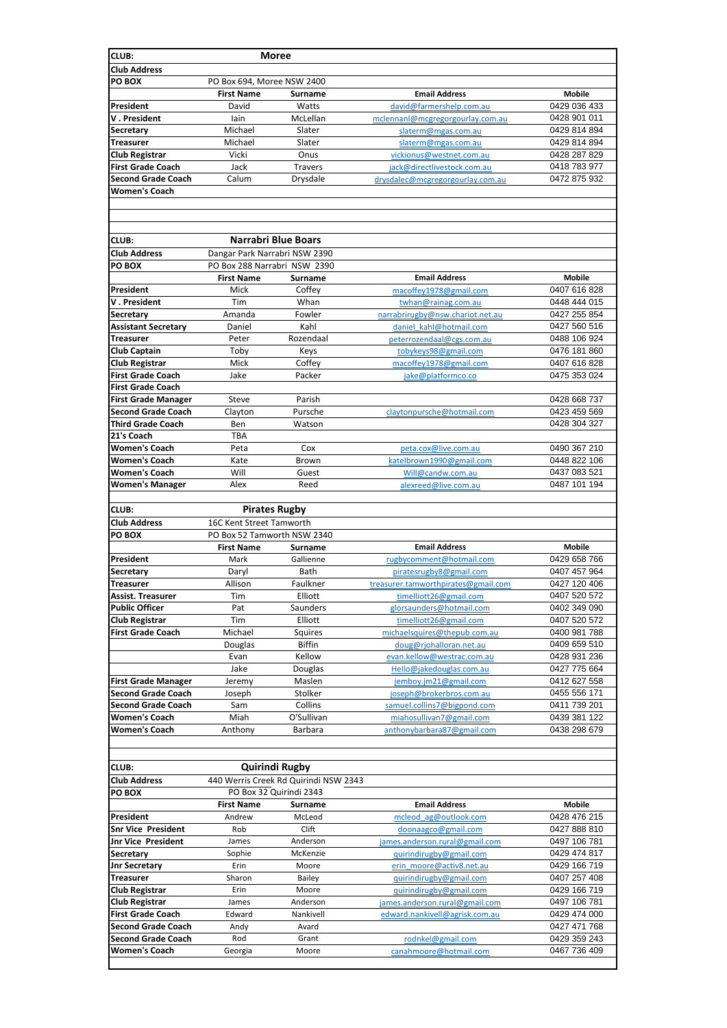| CLUB: | Moree | | | |
|---|---|---|---|---|
| Club Address | | | | |
| PO BOX | PO Box 694, Moree NSW 2400 | | | |
| | First Name | Surname | Email Address | Mobile |
| President | David | Watts | david@farmershelp.com.au | 0429 036 433 |
| V . President | Iain | McLellan | mclennanl@mcgregorgourlay.com.au | 0428 901 011 |
| Secretary | Michael | Slater | slaterm@mgas.com.au | 0429 814 894 |
| Treasurer | Michael | Slater | slaterm@mgas.com.au | 0429 814 894 |
| Club Registrar | Vicki | Onus | vickionus@westnet.com.au | 0428 287 829 |
| First Grade Coach | Jack | Travers | jack@directlivestock.com.au | 0418 783 977 |
| Second Grade Coach | Calum | Drysdale | drysdalec@mcgregorgourlay.com.au | 0472 875 932 |
| Women's Coach | | | | |

| CLUB: | Narrabri Blue Boars | | | |
|---|---|---|---|---|
| Club Address | Dangar Park Narrabri NSW 2390 | | | |
| PO BOX | PO Box 288 Narrabri NSW 2390 | | | |
| | First Name | Surname | Email Address | Mobile |
| President | Mick | Coffey | macoffey1978@gmail.com | 0407 616 828 |
| V . President | Tim | Whan | twhan@rainag.com.au | 0448 444 015 |
| Secretary | Amanda | Fowler | narrabrirugby@nsw.chariot.net.au | 0427 255 854 |
| Assistant Secretary | Daniel | Kahl | daniel_kahl@hotmail.com | 0427 560 516 |
| Treasurer | Peter | Rozendaal | peterrozendaal@cgs.com.au | 0488 106 924 |
| Club Captain | Toby | Keys | tobykeys98@gmail.com | 0476 181 860 |
| Club Registrar | Mick | Coffey | macoffey1978@gmail.com | 0407 616 828 |
| First Grade Coach | Jake | Packer | jake@platformco.co | 0475 353 024 |
| First Grade Coach | | | | |
| First Grade Manager | Steve | Parish | | 0428 668 737 |
| Second Grade Coach | Clayton | Pursche | claytonpursche@hotmail.com | 0423 459 569 |
| Third Grade Coach | Ben | Watson | | 0428 304 327 |
| 21's Coach | TBA | | | |
| Women's Coach | Peta | Cox | peta.cox@live.com.au | 0490 367 210 |
| Women's Coach | Kate | Brown | katelbrown1990@gmail.com | 0448 822 106 |
| Women's Coach | Will | Guest | Will@candw.com.au | 0437 083 521 |
| Women's Manager | Alex | Reed | alexreed@live.com.au | 0487 101 194 |

| CLUB: | Pirates Rugby | | | |
|---|---|---|---|---|
| Club Address | 16C Kent Street Tamworth | | | |
| PO BOX | PO Box 52 Tamworth NSW 2340 | | | |
| | First Name | Surname | Email Address | Mobile |
| President | Mark | Gallienne | rugbycomment@hotmail.com | 0429 658 766 |
| Secretary | Daryl | Bath | piratesrugby8@gmail.com | 0407 457 964 |
| Treasurer | Allison | Faulkner | treasurer.tamworthpirates@gmail.com | 0427 120 406 |
| Assist. Treasurer | Tim | Elliott | timelliott26@gmail.com | 0407 520 572 |
| Public Officer | Pat | Saunders | glorsaunders@hotmail.com | 0402 349 090 |
| Club Registrar | Tim | Elliott | timelliott26@gmail.com | 0407 520 572 |
| First Grade Coach | Michael | Squires | michaelsquires@thepub.com.au | 0400 981 788 |
| | Douglas | Biffin | doug@rjohalloran.net.au | 0409 659 510 |
| | Evan | Kellow | evan.kellow@westrac.com.au | 0428 931 236 |
| | Jake | Douglas | Hello@jakedouglas.com.au | 0427 775 664 |
| First Grade Manager | Jeremy | Maslen | jemboy.jm21@gmail.com | 0412 627 558 |
| Second Grade Coach | Joseph | Stolker | joseph@brokerbros.com.au | 0455 556 171 |
| Second Grade Coach | Sam | Collins | samuel.collins7@bigpond.com | 0411 739 201 |
| Women's Coach | Miah | O'Sullivan | miahosullivan7@gmail.com | 0439 381 122 |
| Women's Coach | Anthony | Barbara | anthonybarbara87@gmail.com | 0438 298 679 |

| CLUB: | Quirindi Rugby | | | |
|---|---|---|---|---|
| Club Address | 440 Werris Creek Rd Quirindi NSW 2343 | | | |
| PO BOX | PO Box 32 Quirindi 2343 | | | |
| | First Name | Surname | Email Address | Mobile |
| President | Andrew | McLeod | mcleod_ag@outlook.com | 0428 476 215 |
| Snr Vice President | Rob | Clift | doonaagco@gmail.com | 0427 888 810 |
| Jnr Vice President | James | Anderson | james.anderson.rural@gmail.com | 0497 106 781 |
| Secretary | Sophie | McKenzie | quirindirugby@gmail.com | 0429 474 817 |
| Jnr Secretary | Erin | Moore | erin_moore@activ8.net.au | 0429 166 719 |
| Treasurer | Sharon | Bailey | quirindirugby@gmail.com | 0407 257 408 |
| Club Registrar | Erin | Moore | quirindirugby@gmail.com | 0429 166 719 |
| Club Registrar | James | Anderson | james.anderson.rural@gmail.com | 0497 106 781 |
| First Grade Coach | Edward | Nankivell | edward.nankivell@agrisk.com.au | 0429 474 000 |
| Second Grade Coach | Andy | Avard | | 0427 471 768 |
| Second Grade Coach | Rod | Grant | rodnkel@gmail.com | 0429 359 243 |
| Women's Coach | Georgia | Moore | canahmoore@hotmail.com | 0467 736 409 |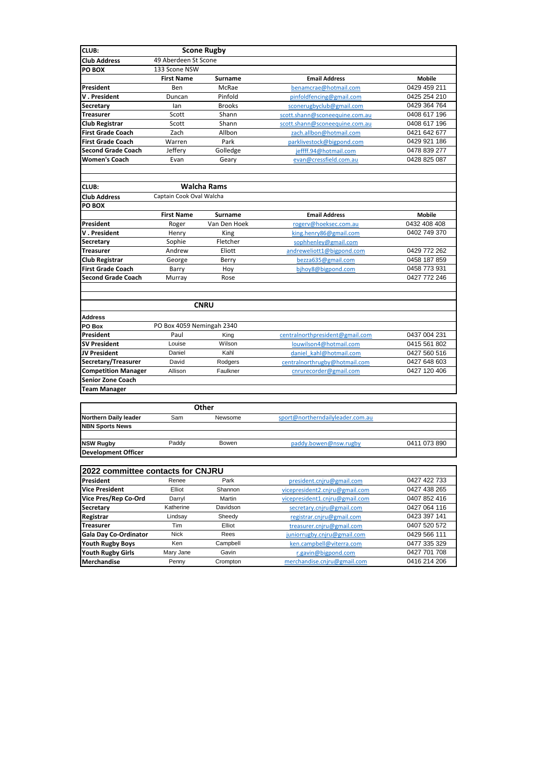| CLUB: | Scone Rugby | | | |
|---|---|---|---|---|
| Club Address | 49 Aberdeen St Scone | | | |
| PO BOX | 133 Scone NSW | | | |
| | First Name | Surname | Email Address | Mobile |
| President | Ben | McRae | benamcrae@hotmail.com | 0429 459 211 |
| V . President | Duncan | Pinfold | pinfoldfencing@gmail.com | 0425 254 210 |
| Secretary | Ian | Brooks | sconerugbyclub@gmail.com | 0429 364 764 |
| Treasurer | Scott | Shann | scott.shann@sconeequine.com.au | 0408 617 196 |
| Club Registrar | Scott | Shann | scott.shann@sconeequine.com.au | 0408 617 196 |
| First Grade Coach | Zach | Allbon | zach.allbon@hotmail.com | 0421 642 677 |
| First Grade Coach | Warren | Park | parklivestock@bigpond.com | 0429 921 186 |
| Second Grade Coach | Jeffery | Golledge | jeffff.94@hotmail.com | 0478 839 277 |
| Women's Coach | Evan | Geary | evan@cressfield.com.au | 0428 825 087 |

| CLUB: | Walcha Rams | | | |
|---|---|---|---|---|
| Club Address | Captain Cook Oval Walcha | | | |
| PO BOX | | | | |
| | First Name | Surname | Email Address | Mobile |
| President | Roger | Van Den Hoek | rogerv@hoeksec.com.au | 0432 408 408 |
| V . President | Henry | King | king.henry86@gmail.com | 0402 749 370 |
| Secretary | Sophie | Fletcher | sophhenley@gmail.com | |
| Treasurer | Andrew | Eliott | andreweliott1@bigpond.com | 0429 772 262 |
| Club Registrar | George | Berry | bezza635@gmail.com | 0458 187 859 |
| First Grade Coach | Barry | Hoy | bjhoy8@bigpond.com | 0458 773 931 |
| Second Grade Coach | Murray | Rose | | 0427 772 246 |

| | CNRU | | | |
|---|---|---|---|---|
| Address | | | | |
| PO Box | PO Box 4059 Nemingah 2340 | | | |
| President | Paul | King | centralnorthpresident@gmail.com | 0437 004 231 |
| SV President | Louise | Wilson | louwilson4@hotmail.com | 0415 561 802 |
| JV President | Daniel | Kahl | daniel_kahl@hotmail.com | 0427 560 516 |
| Secretary/Treasurer | David | Rodgers | centralnorthrugby@hotmail.com | 0427 648 603 |
| Competition Manager | Allison | Faulkner | cnrurecorder@gmail.com | 0427 120 406 |
| Senior Zone Coach | | | | |
| Team Manager | | | | |

| | Other | | | |
|---|---|---|---|---|
| Northern Daily leader | Sam | Newsome | sport@northerndailyleader.com.au | |
| NBN Sports News | | | | |
| | | | | |
| NSW Rugby | Paddy | Bowen | paddy.bowen@nsw.rugby | 0411 073 890 |
| Development Officer | | | | |

| 2022 committee contacts for CNJRU | | | | |
|---|---|---|---|---|
| President | Renee | Park | president.cnjru@gmail.com | 0427 422 733 |
| Vice President | Elliot | Shannon | vicepresident2.cnjru@gmail.com | 0427 438 265 |
| Vice Pres/Rep Co-Ord | Darryl | Martin | vicepresident1.cnjru@gmail.com | 0407 852 416 |
| Secretary | Katherine | Davidson | secretary.cnjru@gmail.com | 0427 064 116 |
| Registrar | Lindsay | Sheedy | registrar.cnjru@gmail.com | 0423 397 141 |
| Treasurer | Tim | Elliot | treasurer.cnjru@gmail.com | 0407 520 572 |
| Gala Day Co-Ordinator | Nick | Rees | juniorrugby.cnjru@gmail.com | 0429 566 111 |
| Youth Rugby Boys | Ken | Campbell | ken.campbell@viterra.com | 0477 335 329 |
| Youth Rugby Girls | Mary Jane | Gavin | r.gavin@bigpond.com | 0427 701 708 |
| Merchandise | Penny | Crompton | merchandise.cnjru@gmail.com | 0416 214 206 |